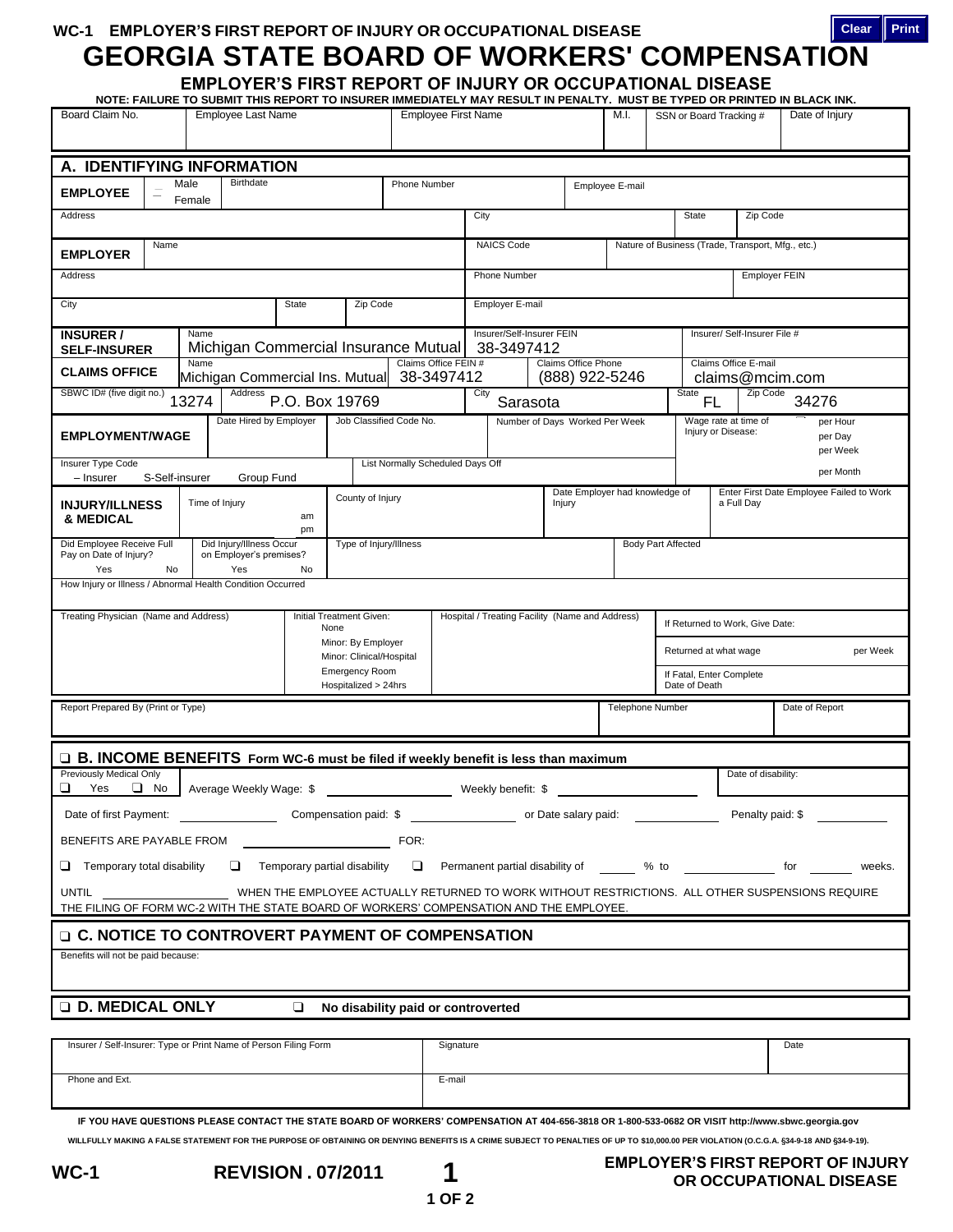WC-1 EMPLOYER'S FIRST REPORT OF INJURY OR OCCUPATIONAL DISEASE

# GEORGIA STATE BOARD OF WORKERS' COMPENSATION

## EMPLOYER'S FIRST REPORT OF INJURY OR OCCUPATIONAL DISEASE

**NOTE: FAILURE TO SUBMIT THIS REPORT TO INSURER IMMEDIATELY MAY RESULT IN PENALTY. MUST BE TYPED OR PRINTED IN BLACK INK.**

| Board Claim No. | Employee Last Name | Employee First Name | M.I. | SSN or Board Tracking # | Date of Injury |
|---|---|---|---|---|---|
| | | | | | |

## A. IDENTIFYING INFORMATION

| EMPLOYEE | Male / Female | Birthdate | Phone Number | Employee E-mail | | |
|---|---|---|---|---|---|---|
| Address | | | City | | State | Zip Code |

| EMPLOYER | Name | | NAICS Code | Nature of Business (Trade, Transport, Mfg., etc.) | |
|---|---|---|---|---|---|
| Address | | | Phone Number | | Employer FEIN |
| City | State | Zip Code | Employer E-mail | | |

| INSURER / SELF-INSURER | Name: Michigan Commercial Insurance Mutual | | Insurer/Self-Insurer FEIN: 38-3497412 | | Insurer/ Self-Insurer File # |
|---|---|---|---|---|---|
| CLAIMS OFFICE | Name: Michigan Commercial Ins. Mutual | Claims Office FEIN #: 38-3497412 | Claims Office Phone: (888) 922-5246 | | Claims Office E-mail: claims@mcim.com |
| SBWC ID# (five digit no.): 13274 | Address: P.O. Box 19769 | | City: Sarasota | State: FL | Zip Code: 34276 |

| EMPLOYMENT/WAGE | Date Hired by Employer | Job Classified Code No. | Number of Days Worked Per Week | Wage rate at time of Injury or Disease: | per Hour / per Day / per Week / per Month |
|---|---|---|---|---|---|
| Insurer Type Code: – Insurer  S-Self-insurer  Group Fund | | List Normally Scheduled Days Off | | | |

| INJURY/ILLNESS & MEDICAL | Time of Injury am / pm | County of Injury | Date Employer had knowledge of Injury | Enter First Date Employee Failed to Work a Full Day |
|---|---|---|---|---|
| Did Employee Receive Full Pay on Date of Injury? Yes / No | Did Injury/Illness Occur on Employer's premises? Yes / No | Type of Injury/Illness | Body Part Affected | |

How Injury or Illness / Abnormal Health Condition Occurred

| Treating Physician (Name and Address) | Initial Treatment Given: None / Minor: By Employer / Minor: Clinical/Hospital / Emergency Room / Hospitalized > 24hrs | Hospital / Treating Facility (Name and Address) | If Returned to Work, Give Date: / Returned at what wage per Week / If Fatal, Enter Complete Date of Death |
|---|---|---|---|
| | | | |

| Report Prepared By (Print or Type) | Telephone Number | Date of Report |
|---|---|---|
| | | |

## ❑ B. INCOME BENEFITS Form WC-6 must be filed if weekly benefit is less than maximum

Previously Medical Only ❑ Yes ❑ No   Average Weekly Wage: $ ________   Weekly benefit: $ ________   Date of disability:

Date of first Payment: ________   Compensation paid: $ ________   or Date salary paid: ________   Penalty paid: $ ________

BENEFITS ARE PAYABLE FROM ________ FOR:

❑ Temporary total disability   ❑ Temporary partial disability   ❑ Permanent partial disability of ____ % to ________ for ____ weeks.

UNTIL ________ WHEN THE EMPLOYEE ACTUALLY RETURNED TO WORK WITHOUT RESTRICTIONS. ALL OTHER SUSPENSIONS REQUIRE THE FILING OF FORM WC-2 WITH THE STATE BOARD OF WORKERS' COMPENSATION AND THE EMPLOYEE.

## ❑ C. NOTICE TO CONTROVERT PAYMENT OF COMPENSATION

Benefits will not be paid because:

## ❑ D. MEDICAL ONLY

❑ **No disability paid or controverted**

| Insurer / Self-Insurer: Type or Print Name of Person Filing Form | Signature | Date |
|---|---|---|
| Phone and Ext. | E-mail | |

**IF YOU HAVE QUESTIONS PLEASE CONTACT THE STATE BOARD OF WORKERS' COMPENSATION AT 404-656-3818 OR 1-800-533-0682 OR VISIT http://www.sbwc.georgia.gov**

**WILLFULLY MAKING A FALSE STATEMENT FOR THE PURPOSE OF OBTAINING OR DENYING BENEFITS IS A CRIME SUBJECT TO PENALTIES OF UP TO $10,000.00 PER VIOLATION (O.C.G.A. §34-9-18 AND §34-9-19).**

WC-1 REVISION . 07/2011 — EMPLOYER'S FIRST REPORT OF INJURY OR OCCUPATIONAL DISEASE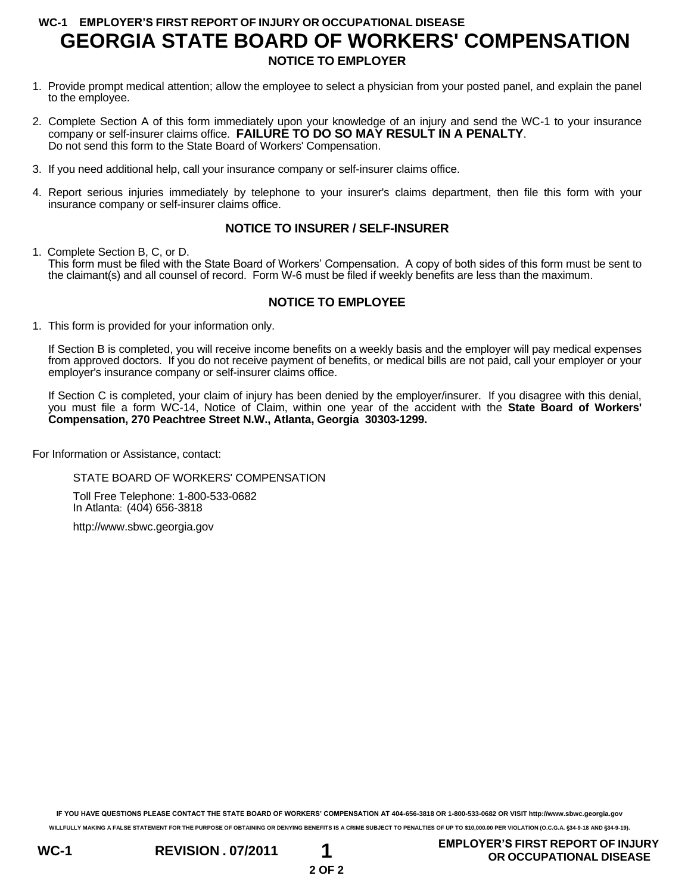WC-1 EMPLOYER'S FIRST REPORT OF INJURY OR OCCUPATIONAL DISEASE

# GEORGIA STATE BOARD OF WORKERS' COMPENSATION

## NOTICE TO EMPLOYER

1. Provide prompt medical attention; allow the employee to select a physician from your posted panel, and explain the panel to the employee.
2. Complete Section A of this form immediately upon your knowledge of an injury and send the WC-1 to your insurance company or self-insurer claims office. **FAILURE TO DO SO MAY RESULT IN A PENALTY**. Do not send this form to the State Board of Workers' Compensation.
3. If you need additional help, call your insurance company or self-insurer claims office.
4. Report serious injuries immediately by telephone to your insurer's claims department, then file this form with your insurance company or self-insurer claims office.

## NOTICE TO INSURER / SELF-INSURER

1. Complete Section B, C, or D.
   This form must be filed with the State Board of Workers' Compensation. A copy of both sides of this form must be sent to the claimant(s) and all counsel of record. Form W-6 must be filed if weekly benefits are less than the maximum.

## NOTICE TO EMPLOYEE

1. This form is provided for your information only.

   If Section B is completed, you will receive income benefits on a weekly basis and the employer will pay medical expenses from approved doctors. If you do not receive payment of benefits, or medical bills are not paid, call your employer or your employer's insurance company or self-insurer claims office.

   If Section C is completed, your claim of injury has been denied by the employer/insurer. If you disagree with this denial, you must file a form WC-14, Notice of Claim, within one year of the accident with the **State Board of Workers' Compensation, 270 Peachtree Street N.W., Atlanta, Georgia 30303-1299.**

For Information or Assistance, contact:

STATE BOARD OF WORKERS' COMPENSATION

Toll Free Telephone: 1-800-533-0682
In Atlanta: (404) 656-3818

http://www.sbwc.georgia.gov

**IF YOU HAVE QUESTIONS PLEASE CONTACT THE STATE BOARD OF WORKERS' COMPENSATION AT 404-656-3818 OR 1-800-533-0682 OR VISIT http://www.sbwc.georgia.gov**

**WILLFULLY MAKING A FALSE STATEMENT FOR THE PURPOSE OF OBTAINING OR DENYING BENEFITS IS A CRIME SUBJECT TO PENALTIES OF UP TO $10,000.00 PER VIOLATION (O.C.G.A. §34-9-18 AND §34-9-19).**

**WC-1 REVISION . 07/2011 1 EMPLOYER'S FIRST REPORT OF INJURY OR OCCUPATIONAL DISEASE**